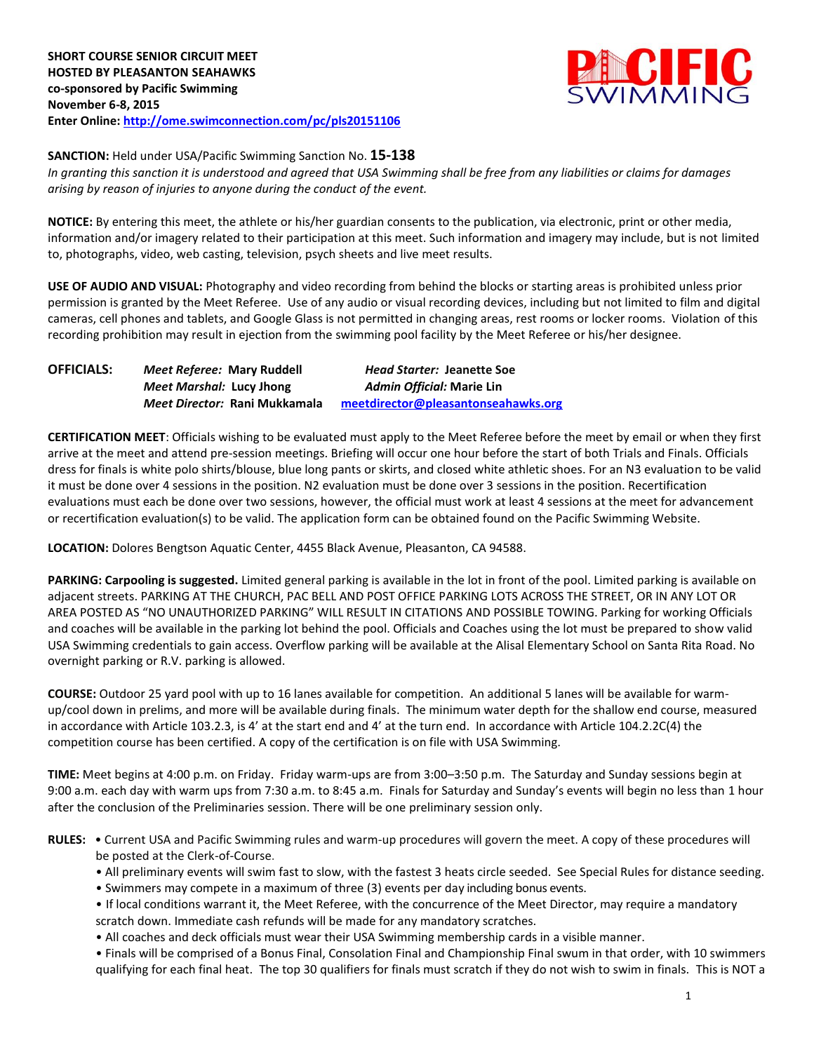**SHORT COURSE SENIOR CIRCUIT MEET**
**HOSTED BY PLEASANTON SEAHAWKS**
**co-sponsored by Pacific Swimming**
**November 6-8, 2015**
**Enter Online: http://ome.swimconnection.com/pc/pls20151106**

**SANCTION:** Held under USA/Pacific Swimming Sanction No. **15-138**
*In granting this sanction it is understood and agreed that USA Swimming shall be free from any liabilities or claims for damages arising by reason of injuries to anyone during the conduct of the event.*

**NOTICE:** By entering this meet, the athlete or his/her guardian consents to the publication, via electronic, print or other media, information and/or imagery related to their participation at this meet. Such information and imagery may include, but is not limited to, photographs, video, web casting, television, psych sheets and live meet results.

**USE OF AUDIO AND VISUAL:** Photography and video recording from behind the blocks or starting areas is prohibited unless prior permission is granted by the Meet Referee. Use of any audio or visual recording devices, including but not limited to film and digital cameras, cell phones and tablets, and Google Glass is not permitted in changing areas, rest rooms or locker rooms. Violation of this recording prohibition may result in ejection from the swimming pool facility by the Meet Referee or his/her designee.

**OFFICIALS:**
*Meet Referee:* **Mary Ruddell** — *Head Starter:* **Jeanette Soe**
*Meet Marshal:* **Lucy Jhong** — *Admin Official:* **Marie Lin**
*Meet Director:* **Rani Mukkamala** — **meetdirector@pleasantonseahawks.org**

**CERTIFICATION MEET**: Officials wishing to be evaluated must apply to the Meet Referee before the meet by email or when they first arrive at the meet and attend pre-session meetings. Briefing will occur one hour before the start of both Trials and Finals. Officials dress for finals is white polo shirts/blouse, blue long pants or skirts, and closed white athletic shoes. For an N3 evaluation to be valid it must be done over 4 sessions in the position. N2 evaluation must be done over 3 sessions in the position. Recertification evaluations must each be done over two sessions, however, the official must work at least 4 sessions at the meet for advancement or recertification evaluation(s) to be valid. The application form can be obtained found on the Pacific Swimming Website.

**LOCATION:** Dolores Bengtson Aquatic Center, 4455 Black Avenue, Pleasanton, CA 94588.

**PARKING: Carpooling is suggested.** Limited general parking is available in the lot in front of the pool. Limited parking is available on adjacent streets. PARKING AT THE CHURCH, PAC BELL AND POST OFFICE PARKING LOTS ACROSS THE STREET, OR IN ANY LOT OR AREA POSTED AS "NO UNAUTHORIZED PARKING" WILL RESULT IN CITATIONS AND POSSIBLE TOWING. Parking for working Officials and coaches will be available in the parking lot behind the pool. Officials and Coaches using the lot must be prepared to show valid USA Swimming credentials to gain access. Overflow parking will be available at the Alisal Elementary School on Santa Rita Road. No overnight parking or R.V. parking is allowed.

**COURSE:** Outdoor 25 yard pool with up to 16 lanes available for competition. An additional 5 lanes will be available for warm-up/cool down in prelims, and more will be available during finals. The minimum water depth for the shallow end course, measured in accordance with Article 103.2.3, is 4' at the start end and 4' at the turn end. In accordance with Article 104.2.2C(4) the competition course has been certified. A copy of the certification is on file with USA Swimming.

**TIME:** Meet begins at 4:00 p.m. on Friday. Friday warm-ups are from 3:00–3:50 p.m. The Saturday and Sunday sessions begin at 9:00 a.m. each day with warm ups from 7:30 a.m. to 8:45 a.m. Finals for Saturday and Sunday's events will begin no less than 1 hour after the conclusion of the Preliminaries session. There will be one preliminary session only.

**RULES:**
- Current USA and Pacific Swimming rules and warm-up procedures will govern the meet. A copy of these procedures will be posted at the Clerk-of-Course.
- All preliminary events will swim fast to slow, with the fastest 3 heats circle seeded. See Special Rules for distance seeding.
- Swimmers may compete in a maximum of three (3) events per day including bonus events.
- If local conditions warrant it, the Meet Referee, with the concurrence of the Meet Director, may require a mandatory scratch down. Immediate cash refunds will be made for any mandatory scratches.
- All coaches and deck officials must wear their USA Swimming membership cards in a visible manner.
- Finals will be comprised of a Bonus Final, Consolation Final and Championship Final swum in that order, with 10 swimmers qualifying for each final heat. The top 30 qualifiers for finals must scratch if they do not wish to swim in finals. This is NOT a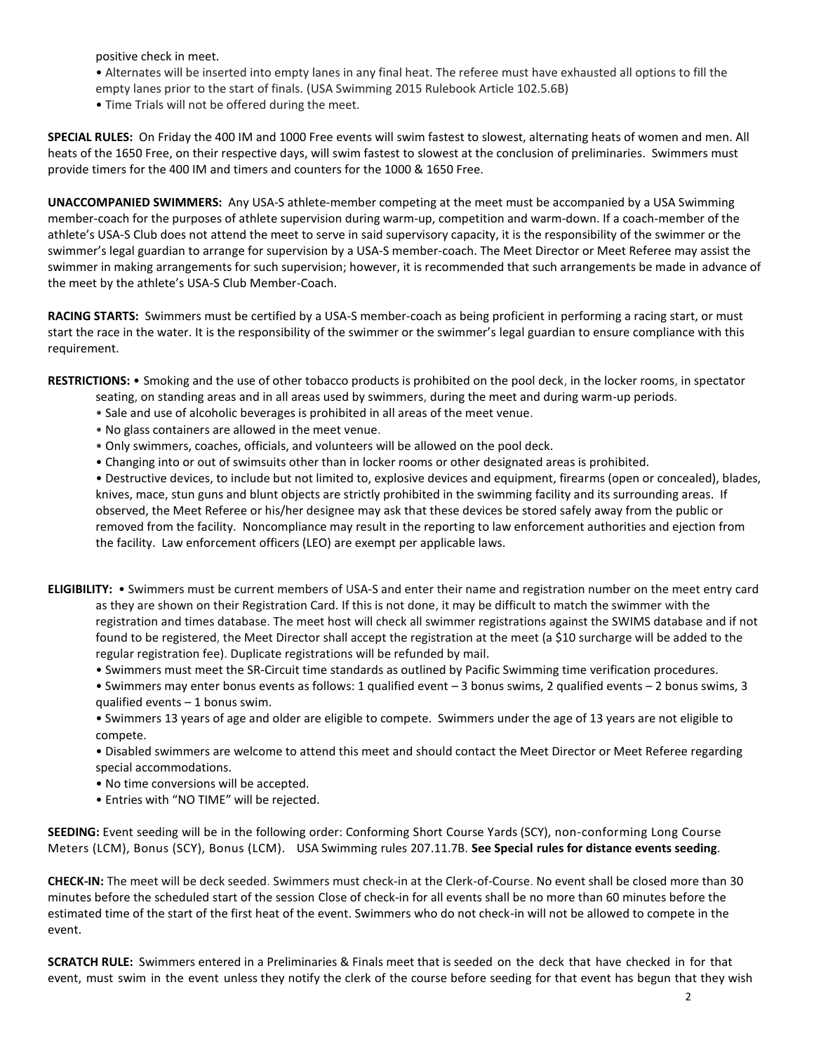positive check in meet.

• Alternates will be inserted into empty lanes in any final heat. The referee must have exhausted all options to fill the empty lanes prior to the start of finals. (USA Swimming 2015 Rulebook Article 102.5.6B)
• Time Trials will not be offered during the meet.

**SPECIAL RULES:** On Friday the 400 IM and 1000 Free events will swim fastest to slowest, alternating heats of women and men. All heats of the 1650 Free, on their respective days, will swim fastest to slowest at the conclusion of preliminaries. Swimmers must provide timers for the 400 IM and timers and counters for the 1000 & 1650 Free.

**UNACCOMPANIED SWIMMERS:** Any USA-S athlete-member competing at the meet must be accompanied by a USA Swimming member-coach for the purposes of athlete supervision during warm-up, competition and warm-down. If a coach-member of the athlete's USA-S Club does not attend the meet to serve in said supervisory capacity, it is the responsibility of the swimmer or the swimmer's legal guardian to arrange for supervision by a USA-S member-coach. The Meet Director or Meet Referee may assist the swimmer in making arrangements for such supervision; however, it is recommended that such arrangements be made in advance of the meet by the athlete's USA-S Club Member-Coach.

**RACING STARTS:** Swimmers must be certified by a USA-S member-coach as being proficient in performing a racing start, or must start the race in the water. It is the responsibility of the swimmer or the swimmer's legal guardian to ensure compliance with this requirement.

**RESTRICTIONS:** • Smoking and the use of other tobacco products is prohibited on the pool deck, in the locker rooms, in spectator seating, on standing areas and in all areas used by swimmers, during the meet and during warm-up periods.

• Sale and use of alcoholic beverages is prohibited in all areas of the meet venue.
• No glass containers are allowed in the meet venue.
• Only swimmers, coaches, officials, and volunteers will be allowed on the pool deck.
• Changing into or out of swimsuits other than in locker rooms or other designated areas is prohibited.
• Destructive devices, to include but not limited to, explosive devices and equipment, firearms (open or concealed), blades, knives, mace, stun guns and blunt objects are strictly prohibited in the swimming facility and its surrounding areas. If observed, the Meet Referee or his/her designee may ask that these devices be stored safely away from the public or removed from the facility. Noncompliance may result in the reporting to law enforcement authorities and ejection from the facility. Law enforcement officers (LEO) are exempt per applicable laws.

**ELIGIBILITY:** • Swimmers must be current members of USA-S and enter their name and registration number on the meet entry card as they are shown on their Registration Card. If this is not done, it may be difficult to match the swimmer with the registration and times database. The meet host will check all swimmer registrations against the SWIMS database and if not found to be registered, the Meet Director shall accept the registration at the meet (a $10 surcharge will be added to the regular registration fee). Duplicate registrations will be refunded by mail.

• Swimmers must meet the SR-Circuit time standards as outlined by Pacific Swimming time verification procedures.
• Swimmers may enter bonus events as follows: 1 qualified event – 3 bonus swims, 2 qualified events – 2 bonus swims, 3 qualified events – 1 bonus swim.
• Swimmers 13 years of age and older are eligible to compete. Swimmers under the age of 13 years are not eligible to compete.
• Disabled swimmers are welcome to attend this meet and should contact the Meet Director or Meet Referee regarding special accommodations.
• No time conversions will be accepted.
• Entries with "NO TIME" will be rejected.

**SEEDING:** Event seeding will be in the following order: Conforming Short Course Yards (SCY), non-conforming Long Course Meters (LCM), Bonus (SCY), Bonus (LCM). USA Swimming rules 207.11.7B. **See Special rules for distance events seeding**.

**CHECK-IN:** The meet will be deck seeded. Swimmers must check-in at the Clerk-of-Course. No event shall be closed more than 30 minutes before the scheduled start of the session Close of check-in for all events shall be no more than 60 minutes before the estimated time of the start of the first heat of the event. Swimmers who do not check-in will not be allowed to compete in the event.

**SCRATCH RULE:** Swimmers entered in a Preliminaries & Finals meet that is seeded on the deck that have checked in for that event, must swim in the event unless they notify the clerk of the course before seeding for that event has begun that they wish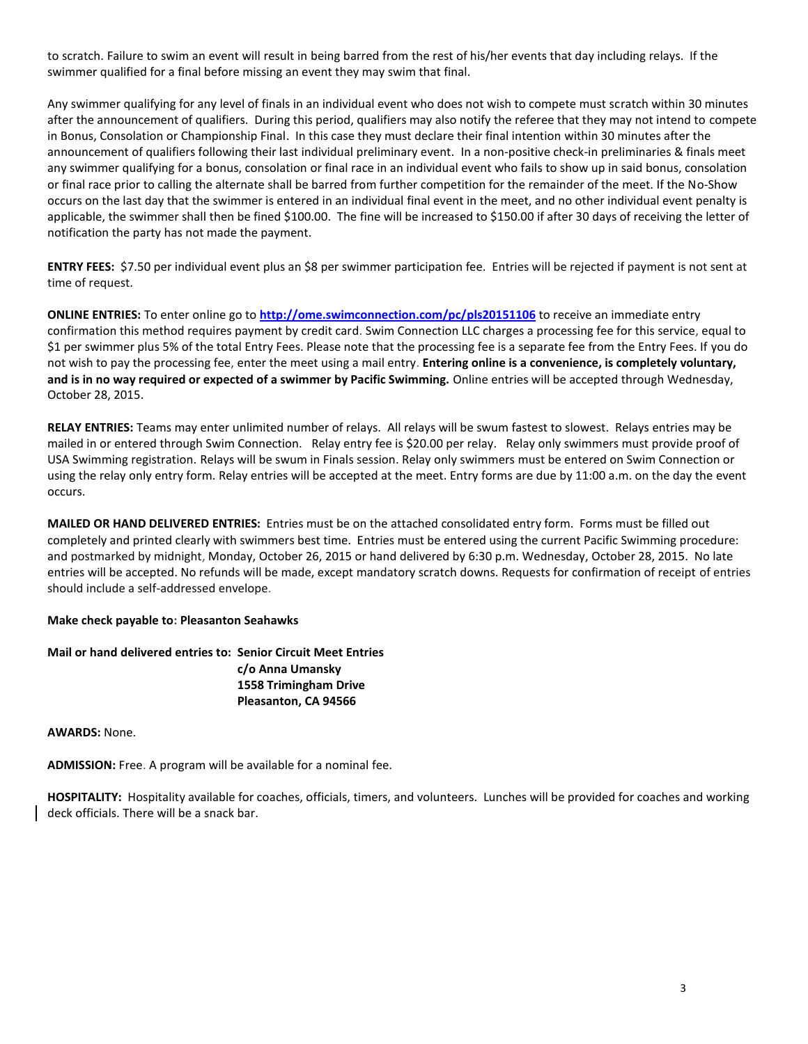to scratch. Failure to swim an event will result in being barred from the rest of his/her events that day including relays. If the swimmer qualified for a final before missing an event they may swim that final.

Any swimmer qualifying for any level of finals in an individual event who does not wish to compete must scratch within 30 minutes after the announcement of qualifiers. During this period, qualifiers may also notify the referee that they may not intend to compete in Bonus, Consolation or Championship Final. In this case they must declare their final intention within 30 minutes after the announcement of qualifiers following their last individual preliminary event. In a non-positive check-in preliminaries & finals meet any swimmer qualifying for a bonus, consolation or final race in an individual event who fails to show up in said bonus, consolation or final race prior to calling the alternate shall be barred from further competition for the remainder of the meet. If the No-Show occurs on the last day that the swimmer is entered in an individual final event in the meet, and no other individual event penalty is applicable, the swimmer shall then be fined $100.00. The fine will be increased to $150.00 if after 30 days of receiving the letter of notification the party has not made the payment.

**ENTRY FEES:** $7.50 per individual event plus an $8 per swimmer participation fee. Entries will be rejected if payment is not sent at time of request.

**ONLINE ENTRIES:** To enter online go to **http://ome.swimconnection.com/pc/pls20151106** to receive an immediate entry confirmation this method requires payment by credit card. Swim Connection LLC charges a processing fee for this service, equal to $1 per swimmer plus 5% of the total Entry Fees. Please note that the processing fee is a separate fee from the Entry Fees. If you do not wish to pay the processing fee, enter the meet using a mail entry. **Entering online is a convenience, is completely voluntary, and is in no way required or expected of a swimmer by Pacific Swimming.** Online entries will be accepted through Wednesday, October 28, 2015.

**RELAY ENTRIES:** Teams may enter unlimited number of relays. All relays will be swum fastest to slowest. Relays entries may be mailed in or entered through Swim Connection. Relay entry fee is $20.00 per relay. Relay only swimmers must provide proof of USA Swimming registration. Relays will be swum in Finals session. Relay only swimmers must be entered on Swim Connection or using the relay only entry form. Relay entries will be accepted at the meet. Entry forms are due by 11:00 a.m. on the day the event occurs.

**MAILED OR HAND DELIVERED ENTRIES:** Entries must be on the attached consolidated entry form. Forms must be filled out completely and printed clearly with swimmers best time. Entries must be entered using the current Pacific Swimming procedure: and postmarked by midnight, Monday, October 26, 2015 or hand delivered by 6:30 p.m. Wednesday, October 28, 2015. No late entries will be accepted. No refunds will be made, except mandatory scratch downs. Requests for confirmation of receipt of entries should include a self-addressed envelope.

**Make check payable to: Pleasanton Seahawks**

**Mail or hand delivered entries to: Senior Circuit Meet Entries**
**c/o Anna Umansky**
**1558 Trimingham Drive**
**Pleasanton, CA 94566**

**AWARDS:** None.

**ADMISSION:** Free. A program will be available for a nominal fee.

**HOSPITALITY:** Hospitality available for coaches, officials, timers, and volunteers. Lunches will be provided for coaches and working deck officials. There will be a snack bar.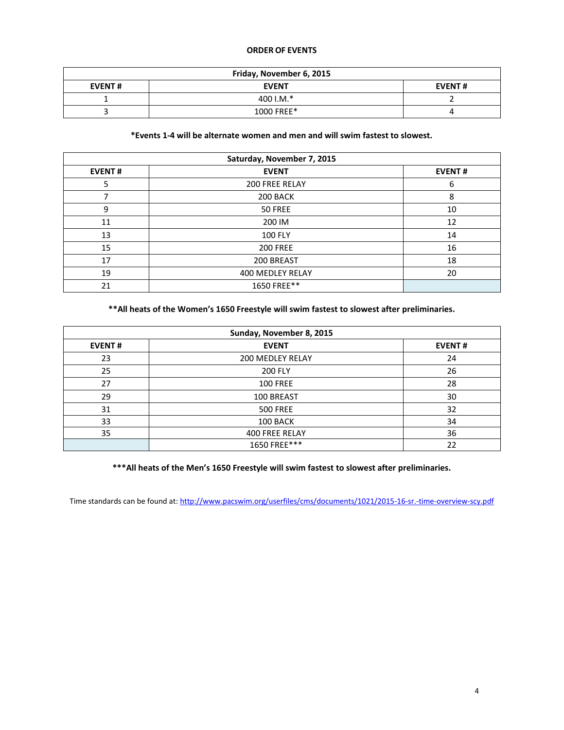**ORDER OF EVENTS**

| Friday, November 6, 2015 | | |
|---|---|---|
| **EVENT #** | **EVENT** | **EVENT #** |
| 1 | 400 I.M.* | 2 |
| 3 | 1000 FREE* | 4 |

**\*Events 1-4 will be alternate women and men and will swim fastest to slowest.**

| Saturday, November 7, 2015 | | |
|---|---|---|
| **EVENT #** | **EVENT** | **EVENT #** |
| 5 | 200 FREE RELAY | 6 |
| 7 | 200 BACK | 8 |
| 9 | 50 FREE | 10 |
| 11 | 200 IM | 12 |
| 13 | 100 FLY | 14 |
| 15 | 200 FREE | 16 |
| 17 | 200 BREAST | 18 |
| 19 | 400 MEDLEY RELAY | 20 |
| 21 | 1650 FREE** | |

**\*\*All heats of the Women's 1650 Freestyle will swim fastest to slowest after preliminaries.**

| Sunday, November 8, 2015 | | |
|---|---|---|
| **EVENT #** | **EVENT** | **EVENT #** |
| 23 | 200 MEDLEY RELAY | 24 |
| 25 | 200 FLY | 26 |
| 27 | 100 FREE | 28 |
| 29 | 100 BREAST | 30 |
| 31 | 500 FREE | 32 |
| 33 | 100 BACK | 34 |
| 35 | 400 FREE RELAY | 36 |
| | 1650 FREE*** | 22 |

**\*\*\*All heats of the Men's 1650 Freestyle will swim fastest to slowest after preliminaries.**

Time standards can be found at: http://www.pacswim.org/userfiles/cms/documents/1021/2015-16-sr.-time-overview-scy.pdf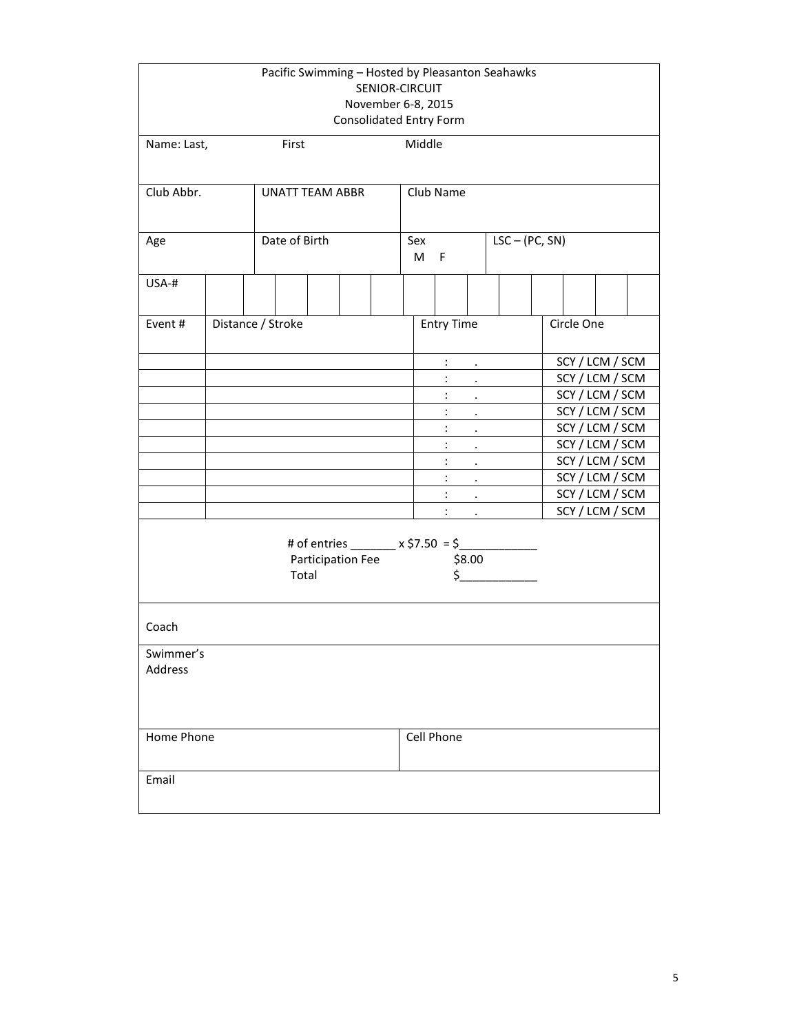Pacific Swimming – Hosted by Pleasanton Seahawks
SENIOR-CIRCUIT
November 6-8, 2015
Consolidated Entry Form

| Name: Last, | First | Middle |
|---|---|---|
| | | |

| Club Abbr. | UNATT TEAM ABBR | Club Name |
|---|---|---|
| | | |

| Age | Date of Birth | Sex M F | LSC – (PC, SN) |
|---|---|---|---|
| | | | |

| USA-# | | | | | | | | | | | | | | |
|---|---|---|---|---|---|---|---|---|---|---|---|---|---|---|
| | | | | | | | | | | | | | | |

| Event # | Distance / Stroke | Entry Time | Circle One |
|---|---|---|---|
| | | : . | SCY / LCM / SCM |
| | | : . | SCY / LCM / SCM |
| | | : . | SCY / LCM / SCM |
| | | : . | SCY / LCM / SCM |
| | | : . | SCY / LCM / SCM |
| | | : . | SCY / LCM / SCM |
| | | : . | SCY / LCM / SCM |
| | | : . | SCY / LCM / SCM |
| | | : . | SCY / LCM / SCM |
| | | : . | SCY / LCM / SCM |

# of entries _______ x $7.50 = $____________
Participation Fee $8.00
Total $____________

| Coach | |
|---|---|
| Swimmer's Address | |
| Home Phone | Cell Phone |
| Email | |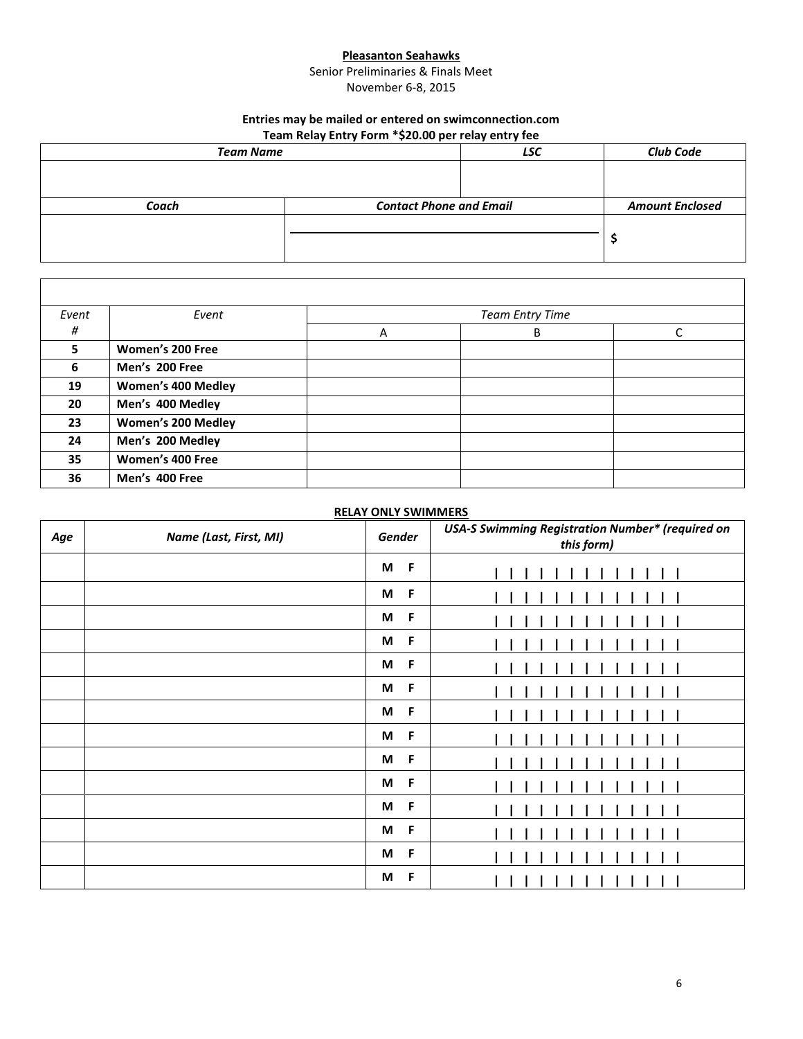**Pleasanton Seahawks**

Senior Preliminaries & Finals Meet

November 6-8, 2015

**Entries may be mailed or entered on swimconnection.com**

**Team Relay Entry Form *$20.00 per relay entry fee**

| *Team Name* | *LSC* | *Club Code* |
|---|---|---|
| | | |

| *Coach* | *Contact Phone and Email* | *Amount Enclosed* |
|---|---|---|
| | | $ |

| *Event #* | *Event* | *Team Entry Time* | | |
|---|---|---|---|---|
| | | A | B | C |
| **5** | **Women's 200 Free** | | | |
| **6** | **Men's 200 Free** | | | |
| **19** | **Women's 400 Medley** | | | |
| **20** | **Men's 400 Medley** | | | |
| **23** | **Women's 200 Medley** | | | |
| **24** | **Men's 200 Medley** | | | |
| **35** | **Women's 400 Free** | | | |
| **36** | **Men's 400 Free** | | | |

**RELAY ONLY SWIMMERS**

| *Age* | *Name (Last, First, MI)* | *Gender* | *USA-S Swimming Registration Number* (required on this form)* |
|---|---|---|---|
| | | M F | |
| | | M F | |
| | | M F | |
| | | M F | |
| | | M F | |
| | | M F | |
| | | M F | |
| | | M F | |
| | | M F | |
| | | M F | |
| | | M F | |
| | | M F | |
| | | M F | |
| | | M F | |